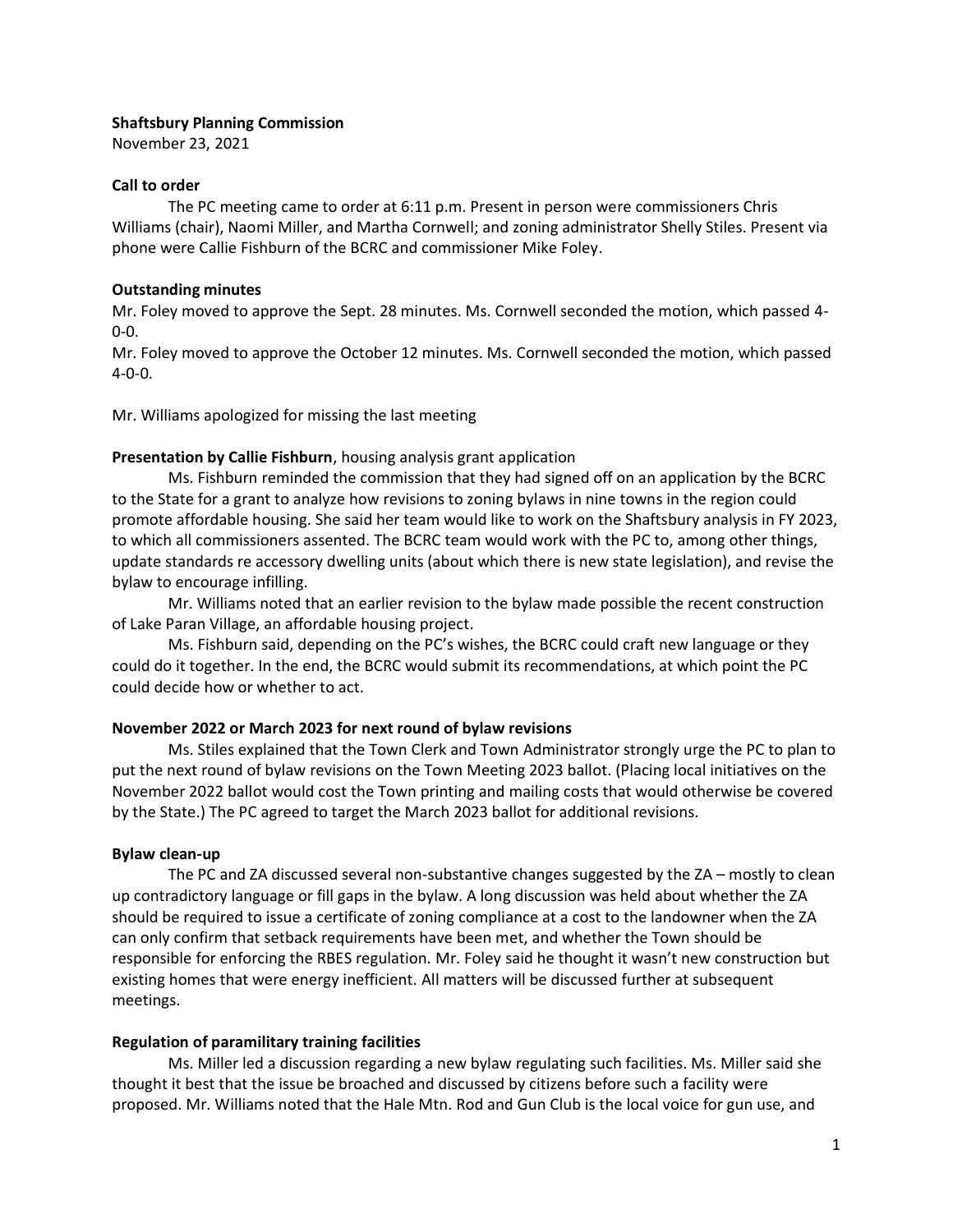**Shaftsbury Planning Commission**

November 23, 2021

**Call to order**

The PC meeting came to order at 6:11 p.m. Present in person were commissioners Chris Williams (chair), Naomi Miller, and Martha Cornwell; and zoning administrator Shelly Stiles. Present via phone were Callie Fishburn of the BCRC and commissioner Mike Foley.

**Outstanding minutes**

Mr. Foley moved to approve the Sept. 28 minutes. Ms. Cornwell seconded the motion, which passed 4-0-0.

Mr. Foley moved to approve the October 12 minutes. Ms. Cornwell seconded the motion, which passed 4-0-0.

Mr. Williams apologized for missing the last meeting

**Presentation by Callie Fishburn**, housing analysis grant application

Ms. Fishburn reminded the commission that they had signed off on an application by the BCRC to the State for a grant to analyze how revisions to zoning bylaws in nine towns in the region could promote affordable housing. She said her team would like to work on the Shaftsbury analysis in FY 2023, to which all commissioners assented. The BCRC team would work with the PC to, among other things, update standards re accessory dwelling units (about which there is new state legislation), and revise the bylaw to encourage infilling.

Mr. Williams noted that an earlier revision to the bylaw made possible the recent construction of Lake Paran Village, an affordable housing project.

Ms. Fishburn said, depending on the PC's wishes, the BCRC could craft new language or they could do it together. In the end, the BCRC would submit its recommendations, at which point the PC could decide how or whether to act.

**November 2022 or March 2023 for next round of bylaw revisions**

Ms. Stiles explained that the Town Clerk and Town Administrator strongly urge the PC to plan to put the next round of bylaw revisions on the Town Meeting 2023 ballot. (Placing local initiatives on the November 2022 ballot would cost the Town printing and mailing costs that would otherwise be covered by the State.) The PC agreed to target the March 2023 ballot for additional revisions.

**Bylaw clean-up**

The PC and ZA discussed several non-substantive changes suggested by the ZA – mostly to clean up contradictory language or fill gaps in the bylaw. A long discussion was held about whether the ZA should be required to issue a certificate of zoning compliance at a cost to the landowner when the ZA can only confirm that setback requirements have been met, and whether the Town should be responsible for enforcing the RBES regulation. Mr. Foley said he thought it wasn't new construction but existing homes that were energy inefficient. All matters will be discussed further at subsequent meetings.

**Regulation of paramilitary training facilities**

Ms. Miller led a discussion regarding a new bylaw regulating such facilities. Ms. Miller said she thought it best that the issue be broached and discussed by citizens before such a facility were proposed. Mr. Williams noted that the Hale Mtn. Rod and Gun Club is the local voice for gun use, and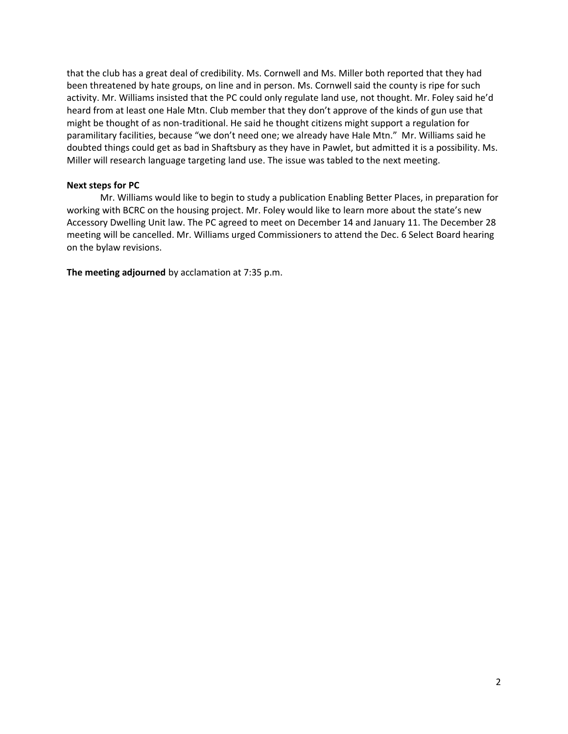that the club has a great deal of credibility. Ms. Cornwell and Ms. Miller both reported that they had been threatened by hate groups, on line and in person. Ms. Cornwell said the county is ripe for such activity. Mr. Williams insisted that the PC could only regulate land use, not thought. Mr. Foley said he'd heard from at least one Hale Mtn. Club member that they don't approve of the kinds of gun use that might be thought of as non-traditional. He said he thought citizens might support a regulation for paramilitary facilities, because "we don't need one; we already have Hale Mtn." Mr. Williams said he doubted things could get as bad in Shaftsbury as they have in Pawlet, but admitted it is a possibility. Ms. Miller will research language targeting land use. The issue was tabled to the next meeting.

**Next steps for PC**

Mr. Williams would like to begin to study a publication Enabling Better Places, in preparation for working with BCRC on the housing project. Mr. Foley would like to learn more about the state's new Accessory Dwelling Unit law. The PC agreed to meet on December 14 and January 11. The December 28 meeting will be cancelled. Mr. Williams urged Commissioners to attend the Dec. 6 Select Board hearing on the bylaw revisions.

**The meeting adjourned** by acclamation at 7:35 p.m.